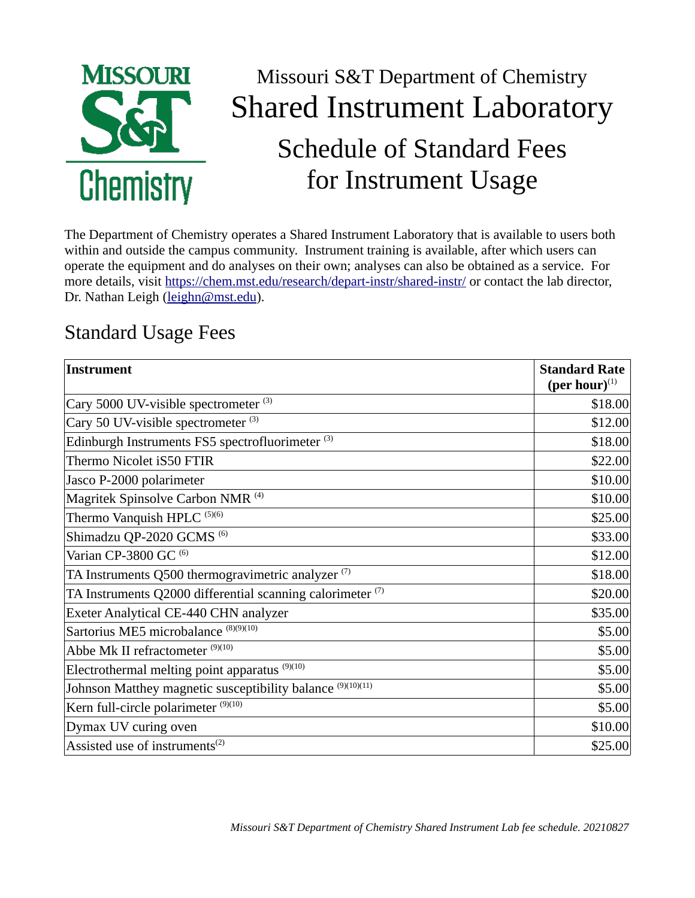# Missouri S&T Department of Chemistry

# Shared Instrument Laboratory

## Schedule of Standard Fees for Instrument Usage

The Department of Chemistry operates a Shared Instrument Laboratory that is available to users both within and outside the campus community. Instrument training is available, after which users can operate the equipment and do analyses on their own; analyses can also be obtained as a service. For more details, visit https://chem.mst.edu/research/depart-instr/shared-instr/ or contact the lab director, Dr. Nathan Leigh (leighn@mst.edu).

## Standard Usage Fees

| Instrument | Standard Rate (per hour)(1) |
|---|---|
| Cary 5000 UV-visible spectrometer (3) | $18.00 |
| Cary 50 UV-visible spectrometer (3) | $12.00 |
| Edinburgh Instruments FS5 spectrofluorimeter (3) | $18.00 |
| Thermo Nicolet iS50 FTIR | $22.00 |
| Jasco P-2000 polarimeter | $10.00 |
| Magritek Spinsolve Carbon NMR (4) | $10.00 |
| Thermo Vanquish HPLC (5)(6) | $25.00 |
| Shimadzu QP-2020 GCMS (6) | $33.00 |
| Varian CP-3800 GC (6) | $12.00 |
| TA Instruments Q500 thermogravimetric analyzer (7) | $18.00 |
| TA Instruments Q2000 differential scanning calorimeter (7) | $20.00 |
| Exeter Analytical CE-440 CHN analyzer | $35.00 |
| Sartorius ME5 microbalance (8)(9)(10) | $5.00 |
| Abbe Mk II refractometer (9)(10) | $5.00 |
| Electrothermal melting point apparatus (9)(10) | $5.00 |
| Johnson Matthey magnetic susceptibility balance (9)(10)(11) | $5.00 |
| Kern full-circle polarimeter (9)(10) | $5.00 |
| Dymax UV curing oven | $10.00 |
| Assisted use of instruments(2) | $25.00 |

*Missouri S&T Department of Chemistry Shared Instrument Lab fee schedule. 20210827*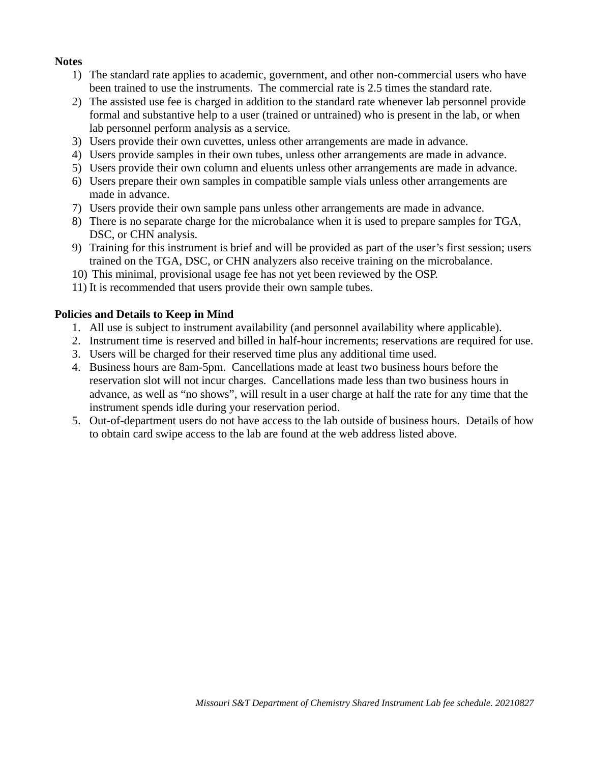**Notes**

1) The standard rate applies to academic, government, and other non-commercial users who have been trained to use the instruments. The commercial rate is 2.5 times the standard rate.
2) The assisted use fee is charged in addition to the standard rate whenever lab personnel provide formal and substantive help to a user (trained or untrained) who is present in the lab, or when lab personnel perform analysis as a service.
3) Users provide their own cuvettes, unless other arrangements are made in advance.
4) Users provide samples in their own tubes, unless other arrangements are made in advance.
5) Users provide their own column and eluents unless other arrangements are made in advance.
6) Users prepare their own samples in compatible sample vials unless other arrangements are made in advance.
7) Users provide their own sample pans unless other arrangements are made in advance.
8) There is no separate charge for the microbalance when it is used to prepare samples for TGA, DSC, or CHN analysis.
9) Training for this instrument is brief and will be provided as part of the user's first session; users trained on the TGA, DSC, or CHN analyzers also receive training on the microbalance.
10) This minimal, provisional usage fee has not yet been reviewed by the OSP.
11) It is recommended that users provide their own sample tubes.

**Policies and Details to Keep in Mind**

1. All use is subject to instrument availability (and personnel availability where applicable).
2. Instrument time is reserved and billed in half-hour increments; reservations are required for use.
3. Users will be charged for their reserved time plus any additional time used.
4. Business hours are 8am-5pm. Cancellations made at least two business hours before the reservation slot will not incur charges. Cancellations made less than two business hours in advance, as well as "no shows", will result in a user charge at half the rate for any time that the instrument spends idle during your reservation period.
5. Out-of-department users do not have access to the lab outside of business hours. Details of how to obtain card swipe access to the lab are found at the web address listed above.

*Missouri S&T Department of Chemistry Shared Instrument Lab fee schedule. 20210827*